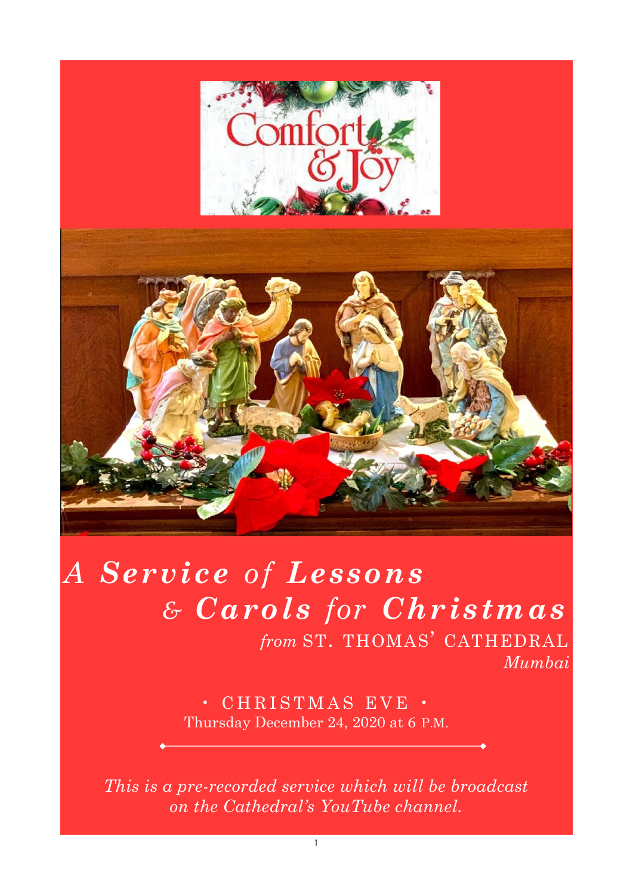Comfort & Joy

# *A Service of Lessons & Carols for Christmas*

*from* ST. THOMAS' CATHEDRAL
*Mumbai*

• CHRISTMAS EVE •
Thursday December 24, 2020 at 6 P.M.

*This is a pre-recorded service which will be broadcast on the Cathedral's YouTube channel.*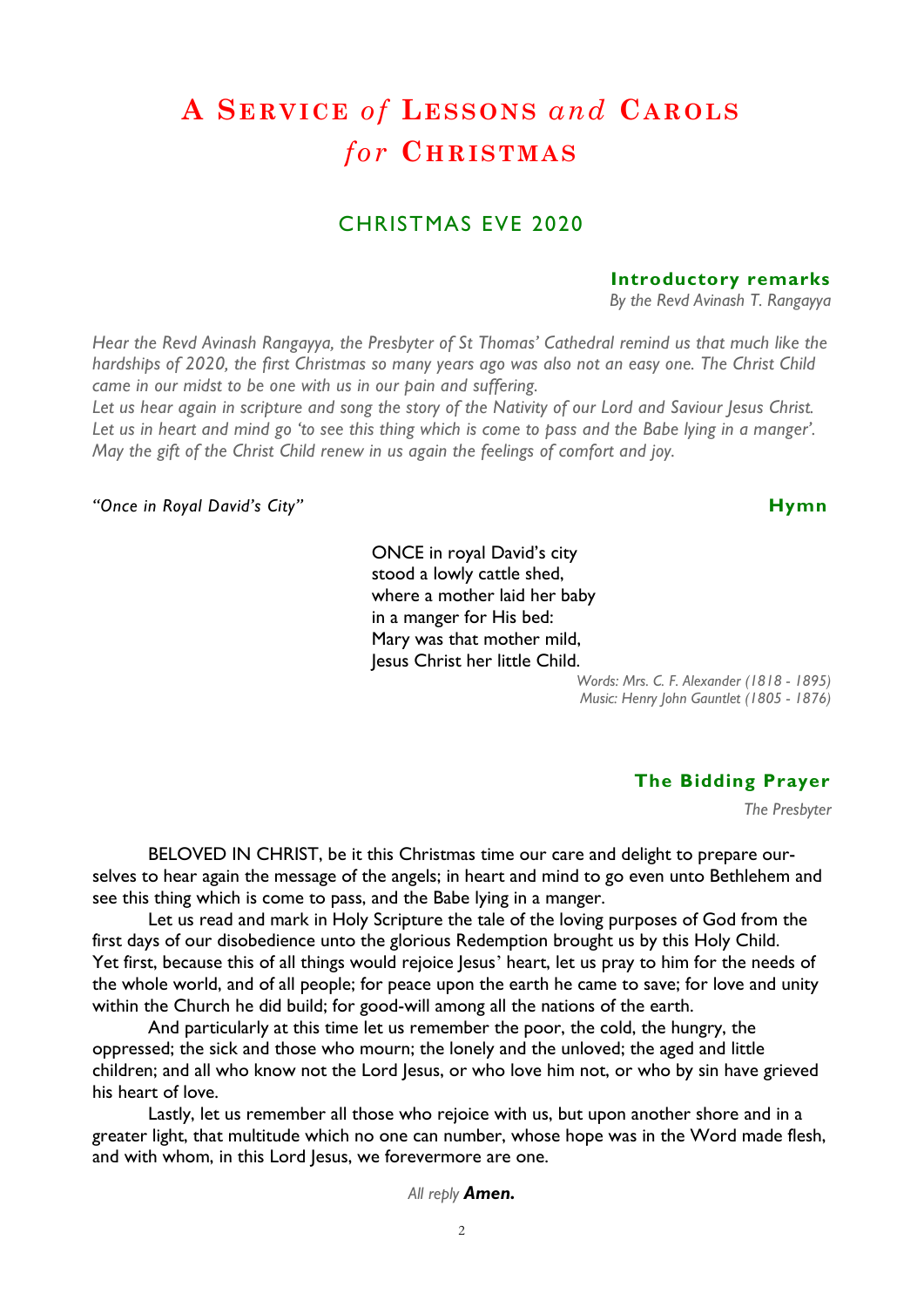# A Service *of* Lessons *and* Carols *for* Christmas

## CHRISTMAS EVE 2020

### Introductory remarks

*By the Revd Avinash T. Rangayya*

*Hear the Revd Avinash Rangayya, the Presbyter of St Thomas' Cathedral remind us that much like the hardships of 2020, the first Christmas so many years ago was also not an easy one. The Christ Child came in our midst to be one with us in our pain and suffering.*
*Let us hear again in scripture and song the story of the Nativity of our Lord and Saviour Jesus Christ. Let us in heart and mind go 'to see this thing which is come to pass and the Babe lying in a manger'. May the gift of the Christ Child renew in us again the feelings of comfort and joy.*

*"Once in Royal David's City"* **Hymn**

ONCE in royal David's city
stood a lowly cattle shed,
where a mother laid her baby
in a manger for His bed:
Mary was that mother mild,
Jesus Christ her little Child.

*Words: Mrs. C. F. Alexander (1818 - 1895)*
*Music: Henry John Gauntlet (1805 - 1876)*

### The Bidding Prayer

*The Presbyter*

BELOVED IN CHRIST, be it this Christmas time our care and delight to prepare ourselves to hear again the message of the angels; in heart and mind to go even unto Bethlehem and see this thing which is come to pass, and the Babe lying in a manger.

Let us read and mark in Holy Scripture the tale of the loving purposes of God from the first days of our disobedience unto the glorious Redemption brought us by this Holy Child. Yet first, because this of all things would rejoice Jesus' heart, let us pray to him for the needs of the whole world, and of all people; for peace upon the earth he came to save; for love and unity within the Church he did build; for good-will among all the nations of the earth.

And particularly at this time let us remember the poor, the cold, the hungry, the oppressed; the sick and those who mourn; the lonely and the unloved; the aged and little children; and all who know not the Lord Jesus, or who love him not, or who by sin have grieved his heart of love.

Lastly, let us remember all those who rejoice with us, but upon another shore and in a greater light, that multitude which no one can number, whose hope was in the Word made flesh, and with whom, in this Lord Jesus, we forevermore are one.

*All reply* ***Amen.***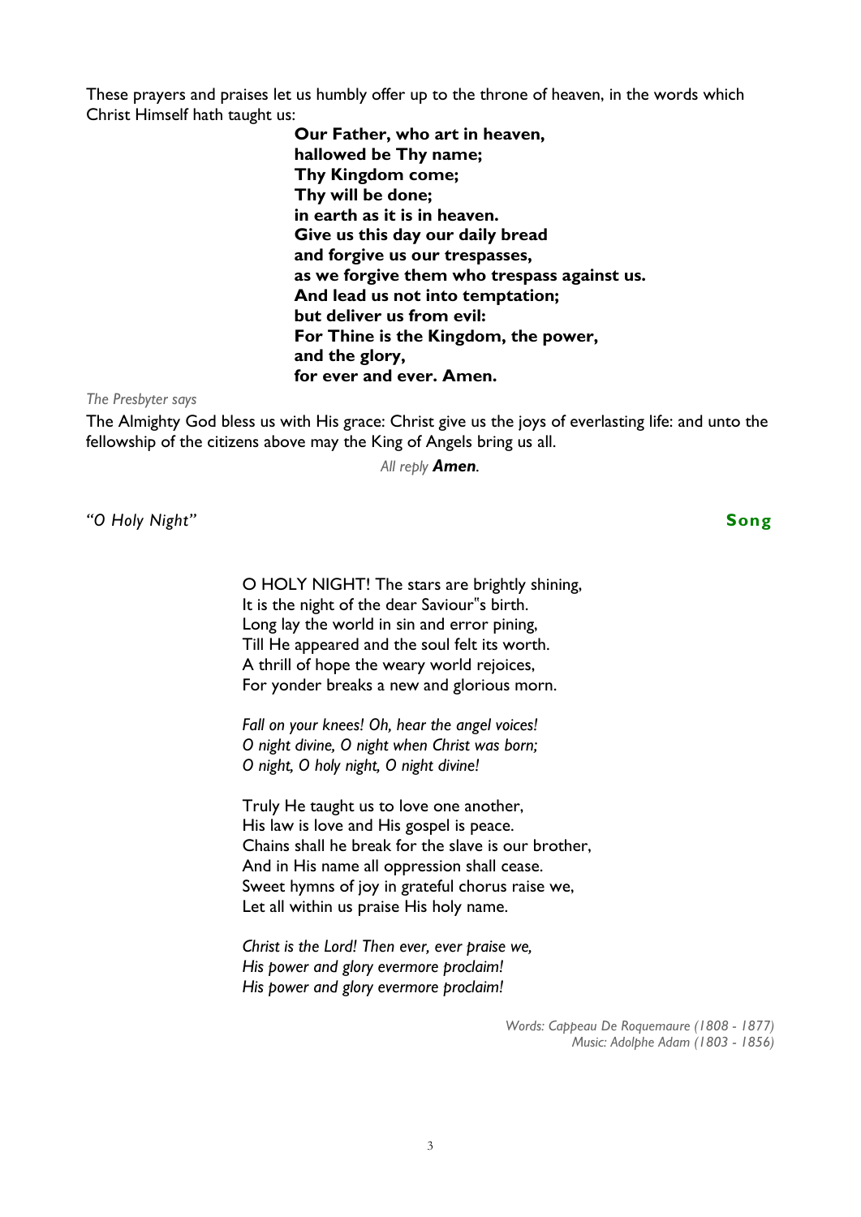These prayers and praises let us humbly offer up to the throne of heaven, in the words which Christ Himself hath taught us:

**Our Father, who art in heaven,**
**hallowed be Thy name;**
**Thy Kingdom come;**
**Thy will be done;**
**in earth as it is in heaven.**
**Give us this day our daily bread**
**and forgive us our trespasses,**
**as we forgive them who trespass against us.**
**And lead us not into temptation;**
**but deliver us from evil:**
**For Thine is the Kingdom, the power,**
**and the glory,**
**for ever and ever. Amen.**

*The Presbyter says*

The Almighty God bless us with His grace: Christ give us the joys of everlasting life: and unto the fellowship of the citizens above may the King of Angels bring us all.

*All reply* ***Amen****.*

*"O Holy Night"* **Song**

O HOLY NIGHT! The stars are brightly shining,
It is the night of the dear Saviour"s birth.
Long lay the world in sin and error pining,
Till He appeared and the soul felt its worth.
A thrill of hope the weary world rejoices,
For yonder breaks a new and glorious morn.

*Fall on your knees! Oh, hear the angel voices!*
*O night divine, O night when Christ was born;*
*O night, O holy night, O night divine!*

Truly He taught us to love one another,
His law is love and His gospel is peace.
Chains shall he break for the slave is our brother,
And in His name all oppression shall cease.
Sweet hymns of joy in grateful chorus raise we,
Let all within us praise His holy name.

*Christ is the Lord! Then ever, ever praise we,*
*His power and glory evermore proclaim!*
*His power and glory evermore proclaim!*

*Words: Cappeau De Roquemaure (1808 - 1877)*
*Music: Adolphe Adam (1803 - 1856)*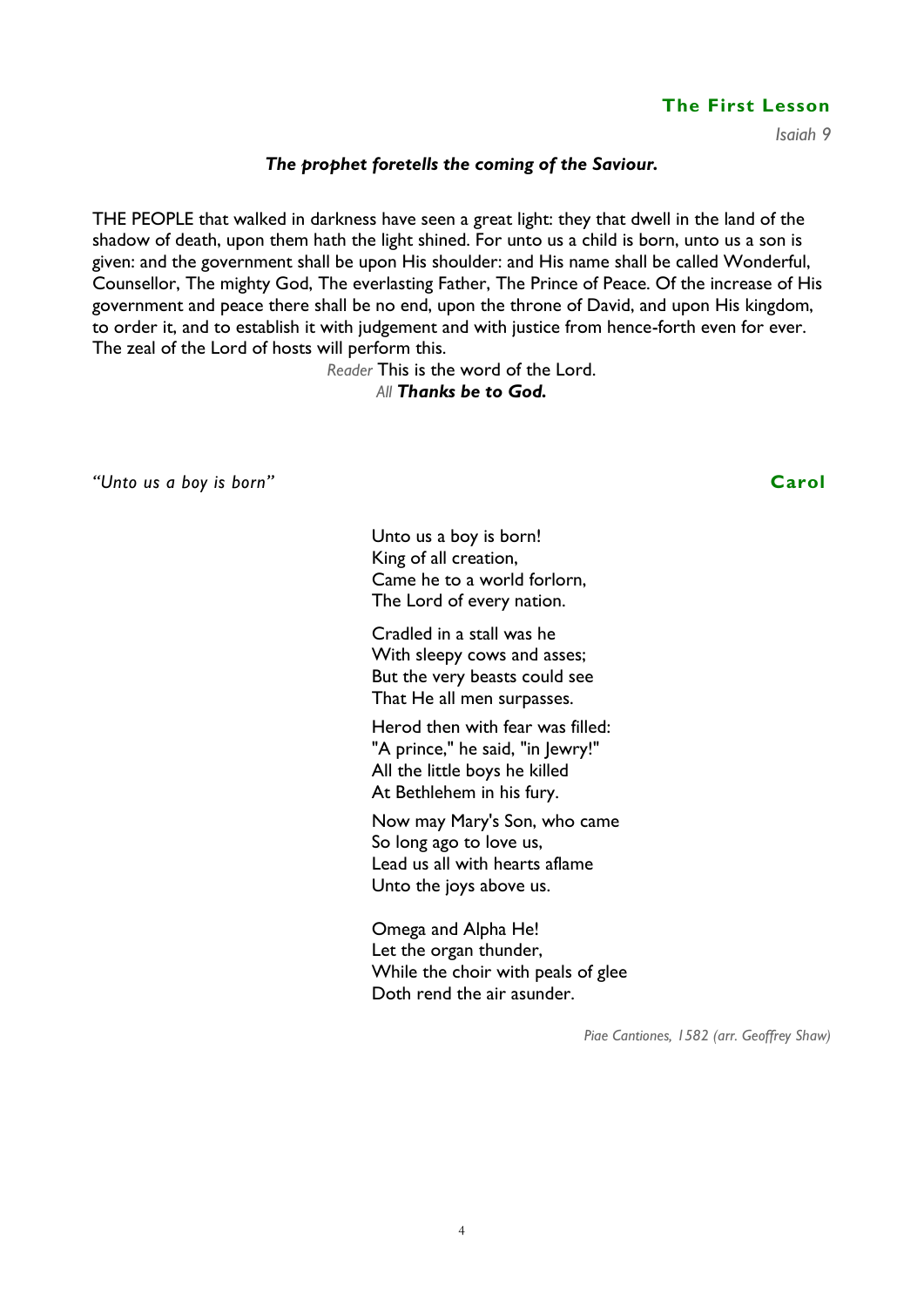## The First Lesson

*Isaiah 9*

***The prophet foretells the coming of the Saviour.***

THE PEOPLE that walked in darkness have seen a great light: they that dwell in the land of the shadow of death, upon them hath the light shined. For unto us a child is born, unto us a son is given: and the government shall be upon His shoulder: and His name shall be called Wonderful, Counsellor, The mighty God, The everlasting Father, The Prince of Peace. Of the increase of His government and peace there shall be no end, upon the throne of David, and upon His kingdom, to order it, and to establish it with judgement and with justice from hence-forth even for ever. The zeal of the Lord of hosts will perform this.

*Reader* This is the word of the Lord.
*All* ***Thanks be to God.***

*"Unto us a boy is born"* **Carol**

Unto us a boy is born!
King of all creation,
Came he to a world forlorn,
The Lord of every nation.

Cradled in a stall was he
With sleepy cows and asses;
But the very beasts could see
That He all men surpasses.

Herod then with fear was filled:
"A prince," he said, "in Jewry!"
All the little boys he killed
At Bethlehem in his fury.

Now may Mary's Son, who came
So long ago to love us,
Lead us all with hearts aflame
Unto the joys above us.

Omega and Alpha He!
Let the organ thunder,
While the choir with peals of glee
Doth rend the air asunder.

*Piae Cantiones, 1582 (arr. Geoffrey Shaw)*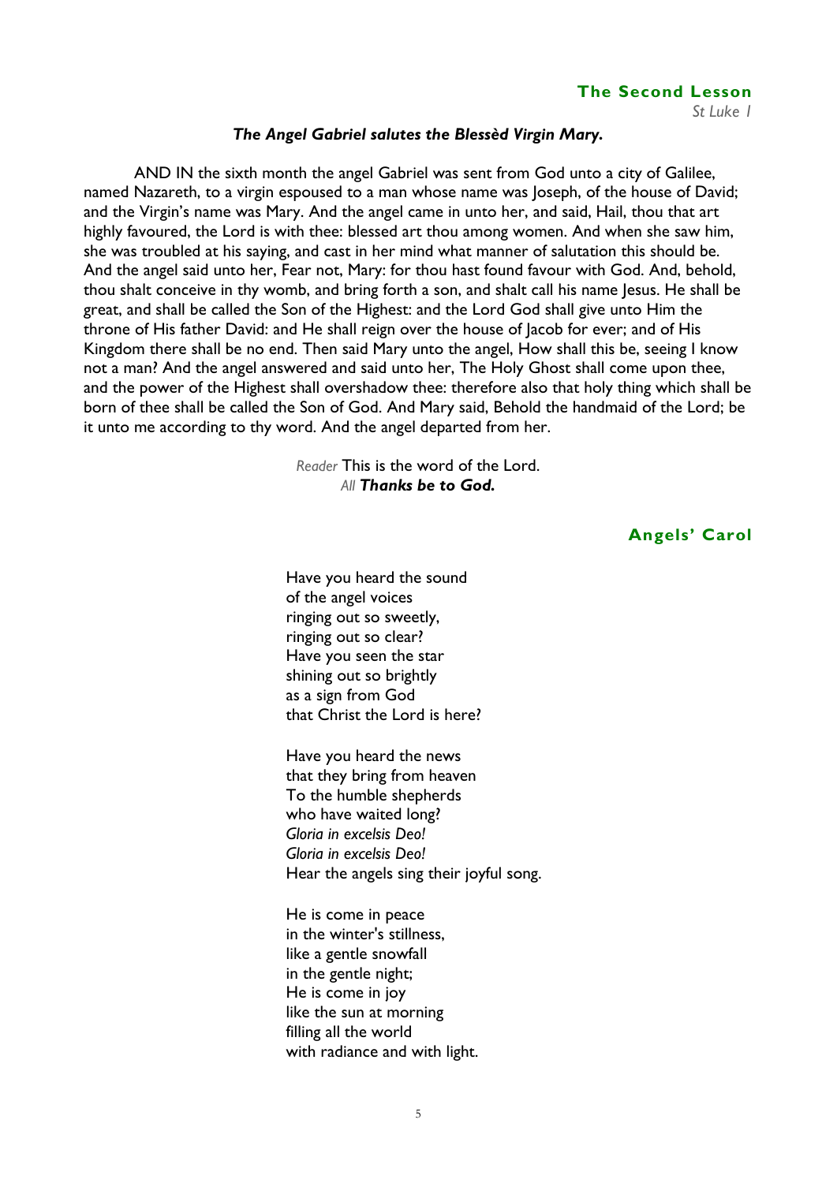## The Second Lesson

*St Luke 1*

***The Angel Gabriel salutes the Blessèd Virgin Mary.***

AND IN the sixth month the angel Gabriel was sent from God unto a city of Galilee, named Nazareth, to a virgin espoused to a man whose name was Joseph, of the house of David; and the Virgin's name was Mary. And the angel came in unto her, and said, Hail, thou that art highly favoured, the Lord is with thee: blessed art thou among women. And when she saw him, she was troubled at his saying, and cast in her mind what manner of salutation this should be. And the angel said unto her, Fear not, Mary: for thou hast found favour with God. And, behold, thou shalt conceive in thy womb, and bring forth a son, and shalt call his name Jesus. He shall be great, and shall be called the Son of the Highest: and the Lord God shall give unto Him the throne of His father David: and He shall reign over the house of Jacob for ever; and of His Kingdom there shall be no end. Then said Mary unto the angel, How shall this be, seeing I know not a man? And the angel answered and said unto her, The Holy Ghost shall come upon thee, and the power of the Highest shall overshadow thee: therefore also that holy thing which shall be born of thee shall be called the Son of God. And Mary said, Behold the handmaid of the Lord; be it unto me according to thy word. And the angel departed from her.

*Reader* This is the word of the Lord.
*All* ***Thanks be to God.***

## Angels' Carol

Have you heard the sound
of the angel voices
ringing out so sweetly,
ringing out so clear?
Have you seen the star
shining out so brightly
as a sign from God
that Christ the Lord is here?

Have you heard the news
that they bring from heaven
To the humble shepherds
who have waited long?
*Gloria in excelsis Deo!*
*Gloria in excelsis Deo!*
Hear the angels sing their joyful song.

He is come in peace
in the winter's stillness,
like a gentle snowfall
in the gentle night;
He is come in joy
like the sun at morning
filling all the world
with radiance and with light.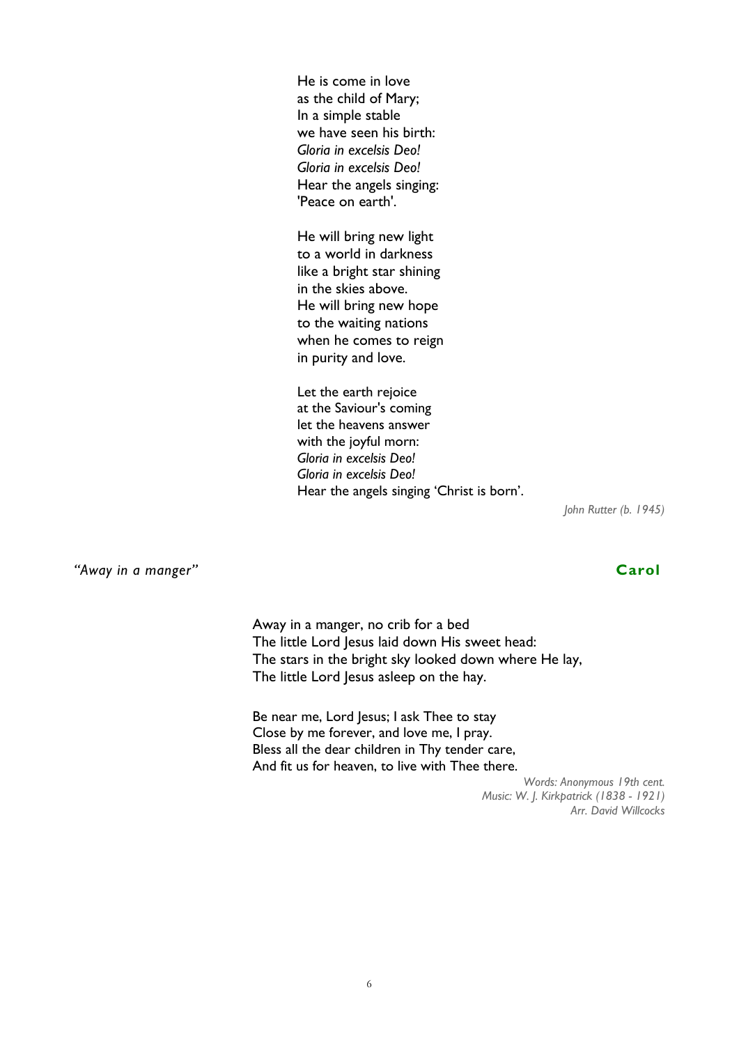He is come in love  
as the child of Mary;  
In a simple stable  
we have seen his birth:  
*Gloria in excelsis Deo!*  
*Gloria in excelsis Deo!*  
Hear the angels singing:  
'Peace on earth'.

He will bring new light  
to a world in darkness  
like a bright star shining  
in the skies above.  
He will bring new hope  
to the waiting nations  
when he comes to reign  
in purity and love.

Let the earth rejoice  
at the Saviour's coming  
let the heavens answer  
with the joyful morn:  
*Gloria in excelsis Deo!*  
*Gloria in excelsis Deo!*  
Hear the angels singing 'Christ is born'.

*John Rutter (b. 1945)*

*"Away in a manger"* **Carol**

Away in a manger, no crib for a bed  
The little Lord Jesus laid down His sweet head:  
The stars in the bright sky looked down where He lay,  
The little Lord Jesus asleep on the hay.

Be near me, Lord Jesus; I ask Thee to stay  
Close by me forever, and love me, I pray.  
Bless all the dear children in Thy tender care,  
And fit us for heaven, to live with Thee there.

*Words: Anonymous 19th cent.*  
*Music: W. J. Kirkpatrick (1838 - 1921)*  
*Arr. David Willcocks*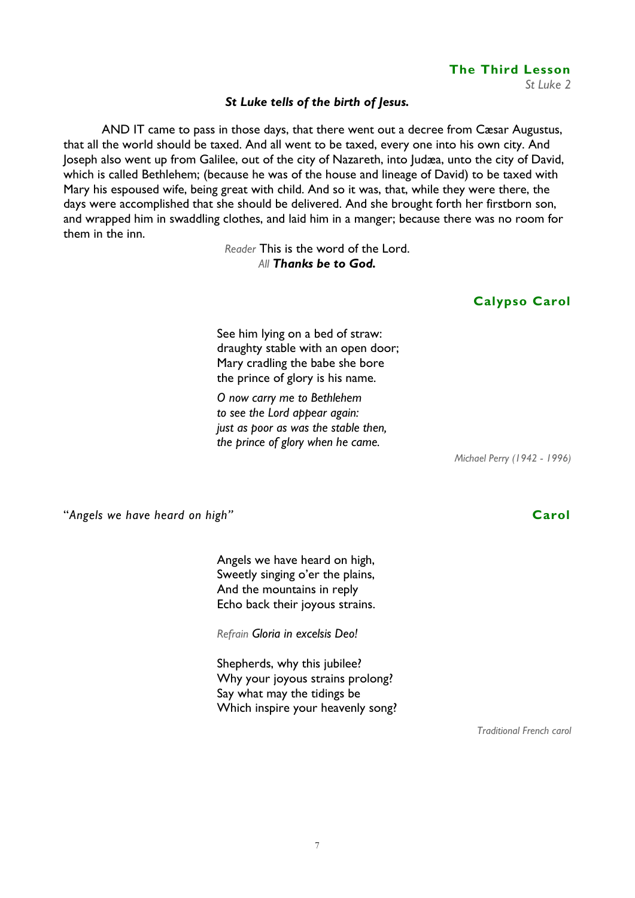## The Third Lesson

*St Luke 2*

***St Luke tells of the birth of Jesus.***

AND IT came to pass in those days, that there went out a decree from Cæsar Augustus, that all the world should be taxed. And all went to be taxed, every one into his own city. And Joseph also went up from Galilee, out of the city of Nazareth, into Judæa, unto the city of David, which is called Bethlehem; (because he was of the house and lineage of David) to be taxed with Mary his espoused wife, being great with child. And so it was, that, while they were there, the days were accomplished that she should be delivered. And she brought forth her firstborn son, and wrapped him in swaddling clothes, and laid him in a manger; because there was no room for them in the inn.

*Reader* This is the word of the Lord.
*All* ***Thanks be to God.***

## Calypso Carol

See him lying on a bed of straw:
draughty stable with an open door;
Mary cradling the babe she bore
the prince of glory is his name.

*O now carry me to Bethlehem*
*to see the Lord appear again:*
*just as poor as was the stable then,*
*the prince of glory when he came.*

*Michael Perry (1942 - 1996)*

## Carol

"*Angels we have heard on high*"

Angels we have heard on high,
Sweetly singing o'er the plains,
And the mountains in reply
Echo back their joyous strains.

*Refrain* ***Gloria in excelsis Deo!***

Shepherds, why this jubilee?
Why your joyous strains prolong?
Say what may the tidings be
Which inspire your heavenly song?

*Traditional French carol*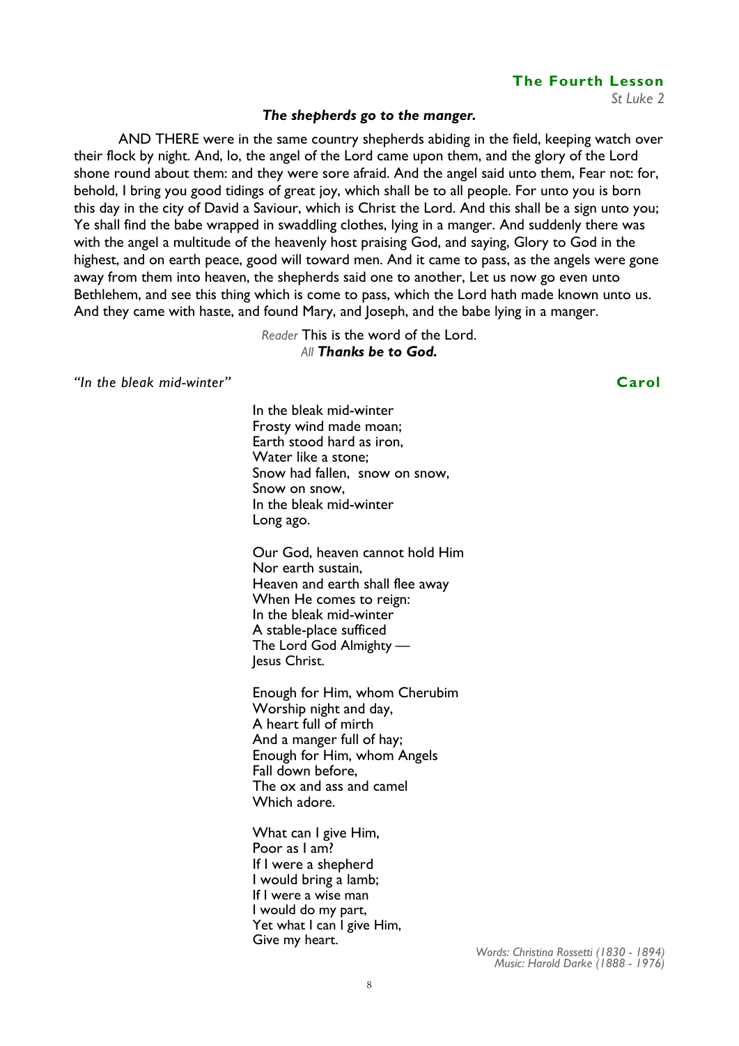## The Fourth Lesson

*St Luke 2*

***The shepherds go to the manger.***

AND THERE were in the same country shepherds abiding in the field, keeping watch over their flock by night. And, lo, the angel of the Lord came upon them, and the glory of the Lord shone round about them: and they were sore afraid. And the angel said unto them, Fear not: for, behold, I bring you good tidings of great joy, which shall be to all people. For unto you is born this day in the city of David a Saviour, which is Christ the Lord. And this shall be a sign unto you; Ye shall find the babe wrapped in swaddling clothes, lying in a manger. And suddenly there was with the angel a multitude of the heavenly host praising God, and saying, Glory to God in the highest, and on earth peace, good will toward men. And it came to pass, as the angels were gone away from them into heaven, the shepherds said one to another, Let us now go even unto Bethlehem, and see this thing which is come to pass, which the Lord hath made known unto us. And they came with haste, and found Mary, and Joseph, and the babe lying in a manger.

*Reader* This is the word of the Lord.
*All* ***Thanks be to God.***

*"In the bleak mid-winter"* **Carol**

In the bleak mid-winter
Frosty wind made moan;
Earth stood hard as iron,
Water like a stone;
Snow had fallen, snow on snow,
Snow on snow,
In the bleak mid-winter
Long ago.

Our God, heaven cannot hold Him
Nor earth sustain,
Heaven and earth shall flee away
When He comes to reign:
In the bleak mid-winter
A stable-place sufficed
The Lord God Almighty —
Jesus Christ.

Enough for Him, whom Cherubim
Worship night and day,
A heart full of mirth
And a manger full of hay;
Enough for Him, whom Angels
Fall down before,
The ox and ass and camel
Which adore.

What can I give Him,
Poor as I am?
If I were a shepherd
I would bring a lamb;
If I were a wise man
I would do my part,
Yet what I can I give Him,
Give my heart.

*Words: Christina Rossetti (1830 - 1894)*
*Music: Harold Darke (1888 - 1976)*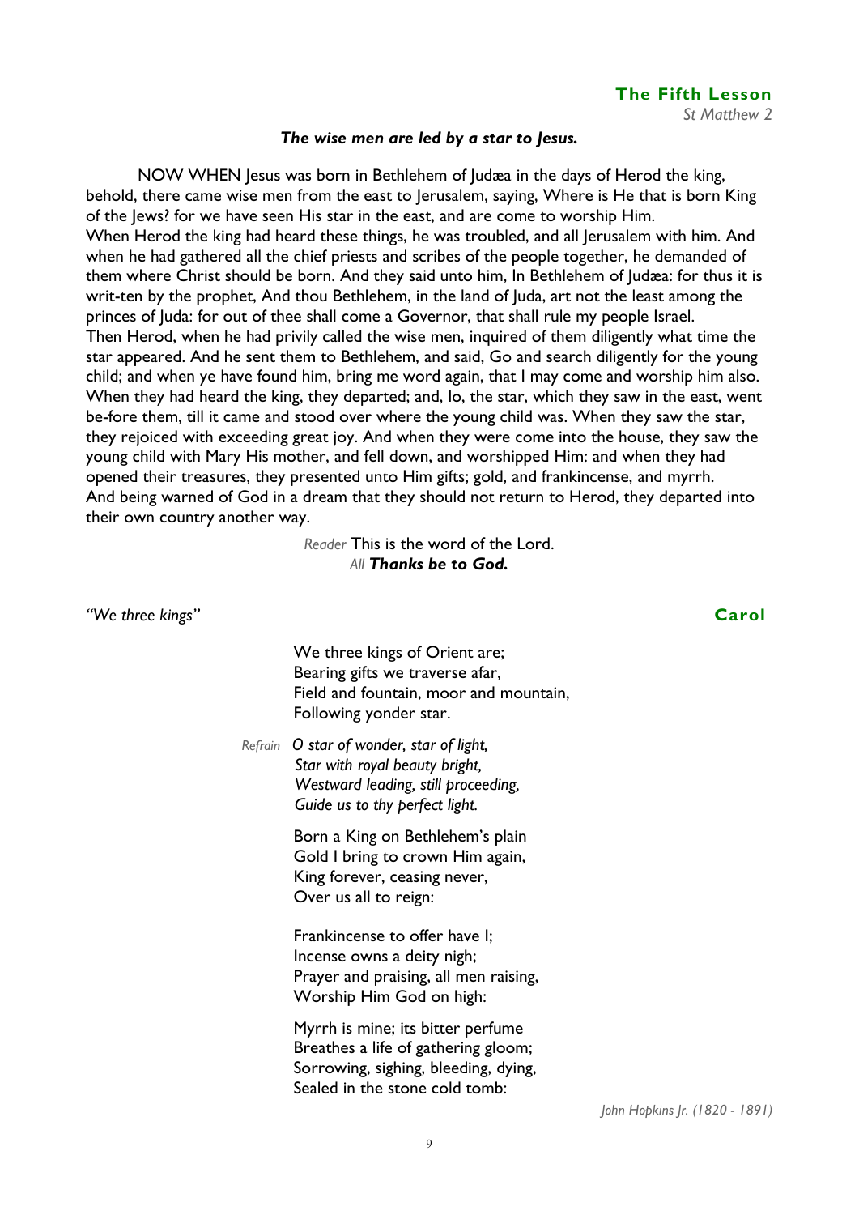## The Fifth Lesson

*St Matthew 2*

***The wise men are led by a star to Jesus.***

NOW WHEN Jesus was born in Bethlehem of Judæa in the days of Herod the king, behold, there came wise men from the east to Jerusalem, saying, Where is He that is born King of the Jews? for we have seen His star in the east, and are come to worship Him.
When Herod the king had heard these things, he was troubled, and all Jerusalem with him. And when he had gathered all the chief priests and scribes of the people together, he demanded of them where Christ should be born. And they said unto him, In Bethlehem of Judæa: for thus it is writ-ten by the prophet, And thou Bethlehem, in the land of Juda, art not the least among the princes of Juda: for out of thee shall come a Governor, that shall rule my people Israel.
Then Herod, when he had privily called the wise men, inquired of them diligently what time the star appeared. And he sent them to Bethlehem, and said, Go and search diligently for the young child; and when ye have found him, bring me word again, that I may come and worship him also.
When they had heard the king, they departed; and, lo, the star, which they saw in the east, went be-fore them, till it came and stood over where the young child was. When they saw the star, they rejoiced with exceeding great joy. And when they were come into the house, they saw the young child with Mary His mother, and fell down, and worshipped Him: and when they had opened their treasures, they presented unto Him gifts; gold, and frankincense, and myrrh.
And being warned of God in a dream that they should not return to Herod, they departed into their own country another way.

*Reader* This is the word of the Lord.
*All* ***Thanks be to God.***

*"We three kings"* **Carol**

We three kings of Orient are;
Bearing gifts we traverse afar,
Field and fountain, moor and mountain,
Following yonder star.

*Refrain* *O star of wonder, star of light,*
*Star with royal beauty bright,*
*Westward leading, still proceeding,*
*Guide us to thy perfect light.*

Born a King on Bethlehem's plain
Gold I bring to crown Him again,
King forever, ceasing never,
Over us all to reign:

Frankincense to offer have I;
Incense owns a deity nigh;
Prayer and praising, all men raising,
Worship Him God on high:

Myrrh is mine; its bitter perfume
Breathes a life of gathering gloom;
Sorrowing, sighing, bleeding, dying,
Sealed in the stone cold tomb:

*John Hopkins Jr. (1820 - 1891)*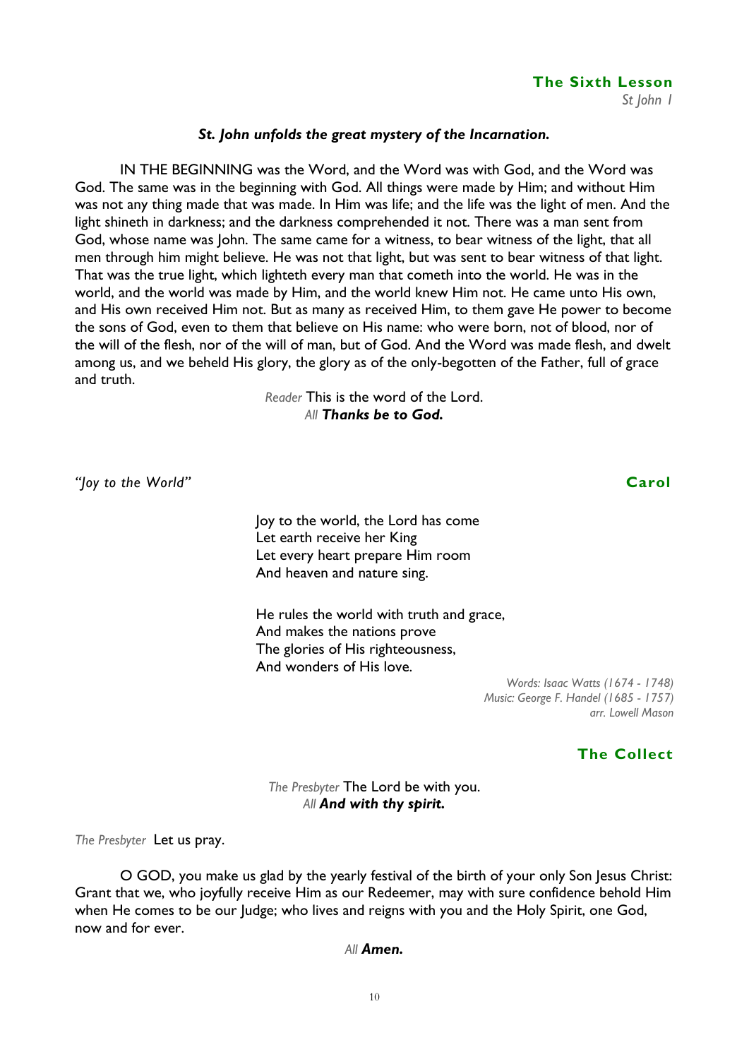## The Sixth Lesson

*St John 1*

***St. John unfolds the great mystery of the Incarnation.***

IN THE BEGINNING was the Word, and the Word was with God, and the Word was God. The same was in the beginning with God. All things were made by Him; and without Him was not any thing made that was made. In Him was life; and the life was the light of men. And the light shineth in darkness; and the darkness comprehended it not. There was a man sent from God, whose name was John. The same came for a witness, to bear witness of the light, that all men through him might believe. He was not that light, but was sent to bear witness of that light. That was the true light, which lighteth every man that cometh into the world. He was in the world, and the world was made by Him, and the world knew Him not. He came unto His own, and His own received Him not. But as many as received Him, to them gave He power to become the sons of God, even to them that believe on His name: who were born, not of blood, nor of the will of the flesh, nor of the will of man, but of God. And the Word was made flesh, and dwelt among us, and we beheld His glory, the glory as of the only-begotten of the Father, full of grace and truth.

*Reader* This is the word of the Lord.
*All* ***Thanks be to God.***

*"Joy to the World"* **Carol**

Joy to the world, the Lord has come
Let earth receive her King
Let every heart prepare Him room
And heaven and nature sing.

He rules the world with truth and grace,
And makes the nations prove
The glories of His righteousness,
And wonders of His love.

*Words: Isaac Watts (1674 - 1748)*
*Music: George F. Handel (1685 - 1757)*
*arr. Lowell Mason*

## The Collect

*The Presbyter* The Lord be with you.
*All* ***And with thy spirit.***

*The Presbyter* Let us pray.

O GOD, you make us glad by the yearly festival of the birth of your only Son Jesus Christ: Grant that we, who joyfully receive Him as our Redeemer, may with sure confidence behold Him when He comes to be our Judge; who lives and reigns with you and the Holy Spirit, one God, now and for ever.

*All* ***Amen.***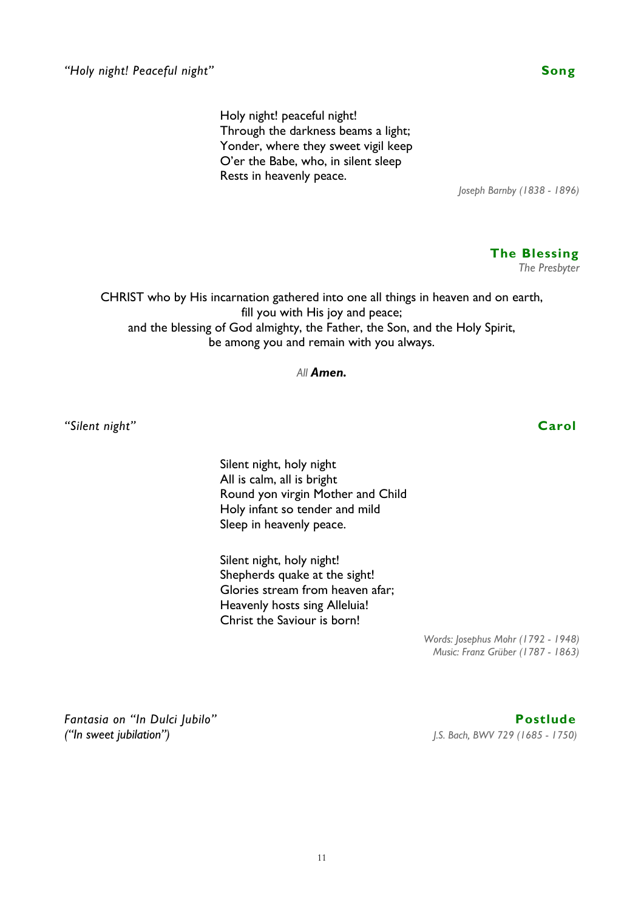*"Holy night! Peaceful night"* **Song**

Holy night! peaceful night!
Through the darkness beams a light;
Yonder, where they sweet vigil keep
O'er the Babe, who, in silent sleep
Rests in heavenly peace.

*Joseph Barnby (1838 - 1896)*

## The Blessing

*The Presbyter*

CHRIST who by His incarnation gathered into one all things in heaven and on earth,
fill you with His joy and peace;
and the blessing of God almighty, the Father, the Son, and the Holy Spirit,
be among you and remain with you always.

*All* ***Amen.***

*"Silent night"* **Carol**

Silent night, holy night
All is calm, all is bright
Round yon virgin Mother and Child
Holy infant so tender and mild
Sleep in heavenly peace.

Silent night, holy night!
Shepherds quake at the sight!
Glories stream from heaven afar;
Heavenly hosts sing Alleluia!
Christ the Saviour is born!

*Words: Josephus Mohr (1792 - 1948)*
*Music: Franz Grüber (1787 - 1863)*

*Fantasia on "In Dulci Jubilo"* **Postlude**
*("In sweet jubilation")*

*J.S. Bach, BWV 729 (1685 - 1750)*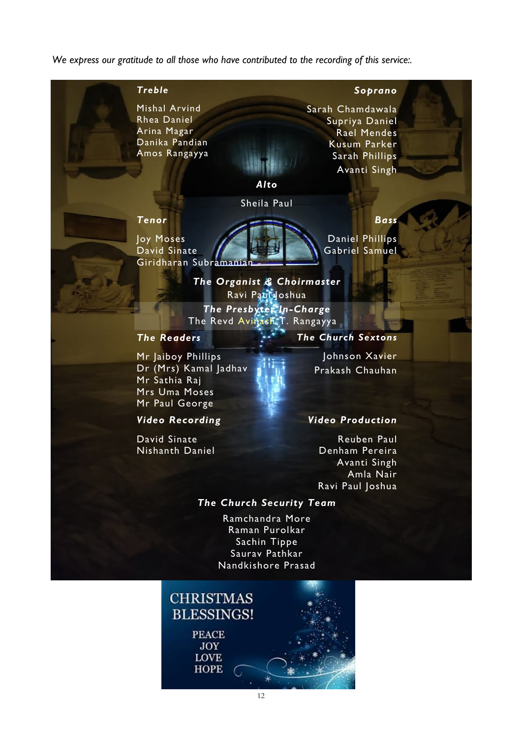*We express our gratitude to all those who have contributed to the recording of this service:.*

### *Treble*

Mishal Arvind
Rhea Daniel
Arina Magar
Danika Pandian
Amos Rangayya

### *Soprano*

Sarah Chamdawala
Supriya Daniel
Rael Mendes
Kusum Parker
Sarah Phillips
Avanti Singh

### *Alto*

Sheila Paul

### *Tenor*

Joy Moses
David Sinate
Giridharan Subramanian

### *Bass*

Daniel Phillips
Gabriel Samuel

### *The Organist & Choirmaster*

Ravi Paul Joshua

### *The Presbyter In-Charge*

The Revd Avinash T. Rangayya

### *The Readers*

Mr Jaiboy Phillips
Dr (Mrs) Kamal Jadhav
Mr Sathia Raj
Mrs Uma Moses
Mr Paul George

### *The Church Sextons*

Johnson Xavier
Prakash Chauhan

### *Video Recording*

David Sinate
Nishanth Daniel

### *Video Production*

Reuben Paul
Denham Pereira
Avanti Singh
Amla Nair
Ravi Paul Joshua

### *The Church Security Team*

Ramchandra More
Raman Purolkar
Sachin Tippe
Saurav Pathkar
Nandkishore Prasad

CHRISTMAS BLESSINGS!

PEACE
JOY
LOVE
HOPE